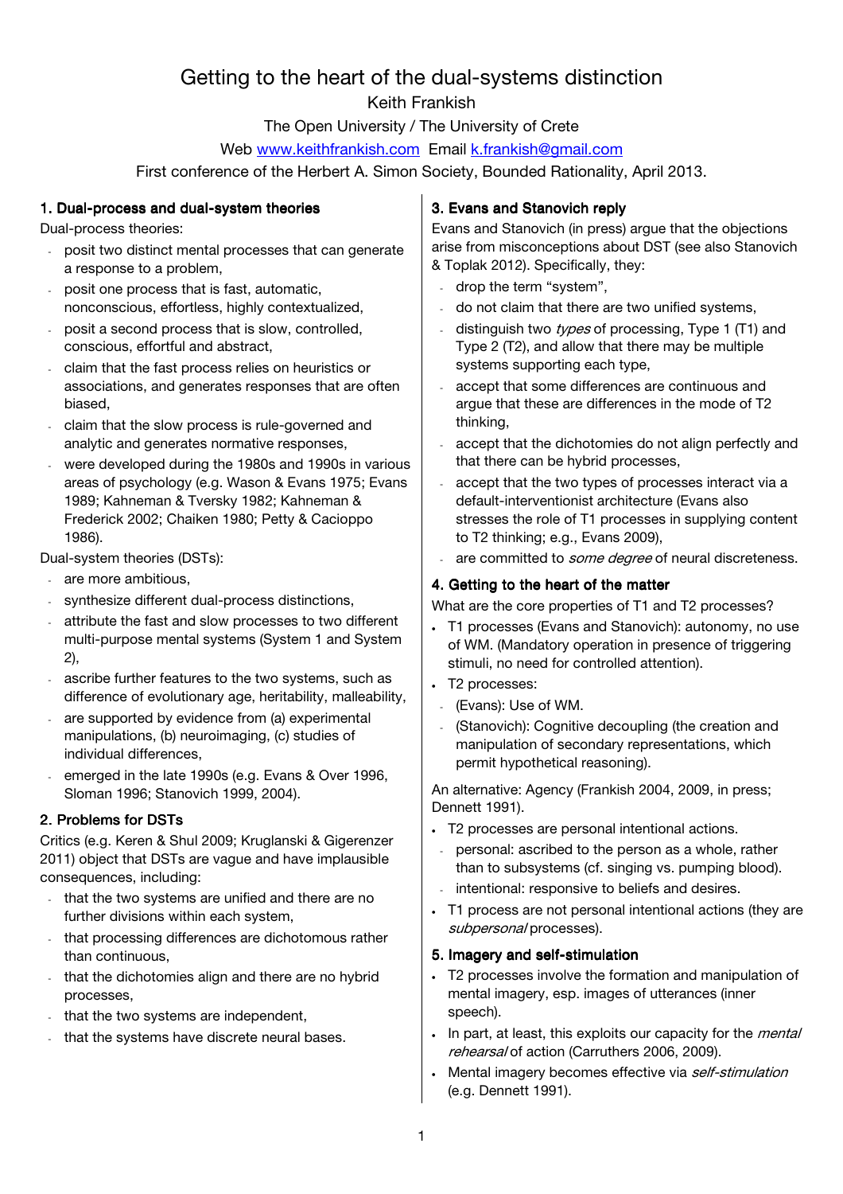# Getting to the heart of the dual-systems distinction

Keith Frankish

The Open University / The University of Crete

Web [www.keithfrankish.com](http://www.keithfrankish.com)  Email [k.frankish@gmail.com](mailto:k.frankish@gmail.com)

First conference of the Herbert A. Simon Society, Bounded Rationality, April 2013.

## 1. Dual-process and dual-system theories

Dual-process theories:

- posit two distinct mental processes that can generate a response to a problem,
- posit one process that is fast, automatic, nonconscious, effortless, highly contextualized,
- posit a second process that is slow, controlled, conscious, effortful and abstract,
- claim that the fast process relies on heuristics or associations, and generates responses that are often biased,
- claim that the slow process is rule-governed and analytic and generates normative responses,
- were developed during the 1980s and 1990s in various areas of psychology (e.g. Wason & Evans 1975; Evans 1989; Kahneman & Tversky 1982; Kahneman & Frederick 2002; Chaiken 1980; Petty & Cacioppo 1986).

Dual-system theories (DSTs):

- are more ambitious,
- synthesize different dual-process distinctions,
- attribute the fast and slow processes to two different multi-purpose mental systems (System 1 and System 2),
- ascribe further features to the two systems, such as difference of evolutionary age, heritability, malleability,
- are supported by evidence from (a) experimental manipulations, (b) neuroimaging, (c) studies of individual differences,
- emerged in the late 1990s (e.g. Evans & Over 1996, Sloman 1996; Stanovich 1999, 2004).

## 2. Problems for DSTs

Critics (e.g. Keren & Shul 2009; Kruglanski & Gigerenzer 2011) object that DSTs are vague and have implausible consequences, including:

- that the two systems are unified and there are no further divisions within each system,
- that processing differences are dichotomous rather than continuous,
- that the dichotomies align and there are no hybrid processes,
- that the two systems are independent,
- that the systems have discrete neural bases.

## 3. Evans and Stanovich reply

Evans and Stanovich (in press) argue that the objections arise from misconceptions about DST (see also Stanovich & Toplak 2012). Specifically, they:

- drop the term "system",
- do not claim that there are two unified systems,
- distinguish two *types* of processing, Type 1 (T1) and Type 2 (T2), and allow that there may be multiple systems supporting each type,
- accept that some differences are continuous and argue that these are differences in the mode of T2 thinking,
- accept that the dichotomies do not align perfectly and that there can be hybrid processes,
- accept that the two types of processes interact via a default-interventionist architecture (Evans also stresses the role of T1 processes in supplying content to T2 thinking; e.g., Evans 2009),
- are committed to *some degree* of neural discreteness.

## 4. Getting to the heart of the matter

What are the core properties of T1 and T2 processes?

- T1 processes (Evans and Stanovich): autonomy, no use of WM. (Mandatory operation in presence of triggering stimuli, no need for controlled attention).
- T2 processes:
  - (Evans): Use of WM.
  - (Stanovich): Cognitive decoupling (the creation and manipulation of secondary representations, which permit hypothetical reasoning).

An alternative: Agency (Frankish 2004, 2009, in press; Dennett 1991).

- T2 processes are personal intentional actions.
  - personal: ascribed to the person as a whole, rather than to subsystems (cf. singing vs. pumping blood).
  - intentional: responsive to beliefs and desires.
- T1 process are not personal intentional actions (they are *subpersonal* processes).

## 5. Imagery and self-stimulation

- T2 processes involve the formation and manipulation of mental imagery, esp. images of utterances (inner speech).
- In part, at least, this exploits our capacity for the *mental rehearsal* of action (Carruthers 2006, 2009).
- Mental imagery becomes effective via *self-stimulation* (e.g. Dennett 1991).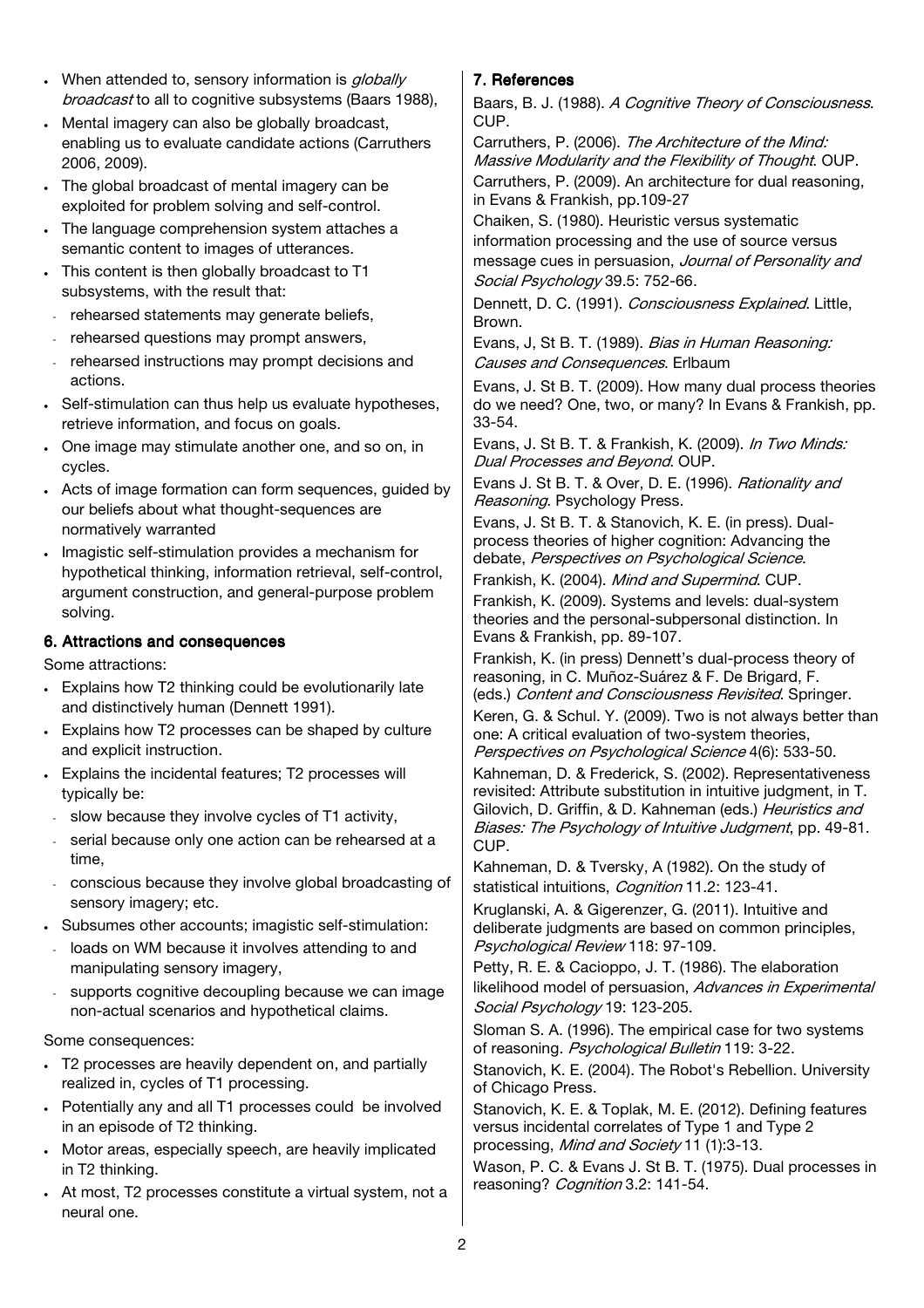- When attended to, sensory information is *globally broadcast* to all to cognitive subsystems (Baars 1988),
- Mental imagery can also be globally broadcast, enabling us to evaluate candidate actions (Carruthers 2006, 2009).
- The global broadcast of mental imagery can be exploited for problem solving and self-control.
- The language comprehension system attaches a semantic content to images of utterances.
- This content is then globally broadcast to T1 subsystems, with the result that:
  - rehearsed statements may generate beliefs,
  - rehearsed questions may prompt answers,
  - rehearsed instructions may prompt decisions and actions.
- Self-stimulation can thus help us evaluate hypotheses, retrieve information, and focus on goals.
- One image may stimulate another one, and so on, in cycles.
- Acts of image formation can form sequences, guided by our beliefs about what thought-sequences are normatively warranted
- Imagistic self-stimulation provides a mechanism for hypothetical thinking, information retrieval, self-control, argument construction, and general-purpose problem solving.

## 6. Attractions and consequences

Some attractions:

- Explains how T2 thinking could be evolutionarily late and distinctively human (Dennett 1991).
- Explains how T2 processes can be shaped by culture and explicit instruction.
- Explains the incidental features; T2 processes will typically be:
  - slow because they involve cycles of T1 activity,
  - serial because only one action can be rehearsed at a time,
  - conscious because they involve global broadcasting of sensory imagery; etc.
- Subsumes other accounts; imagistic self-stimulation:
  - loads on WM because it involves attending to and manipulating sensory imagery,
  - supports cognitive decoupling because we can image non-actual scenarios and hypothetical claims.

Some consequences:

- T2 processes are heavily dependent on, and partially realized in, cycles of T1 processing.
- Potentially any and all T1 processes could be involved in an episode of T2 thinking.
- Motor areas, especially speech, are heavily implicated in T2 thinking.
- At most, T2 processes constitute a virtual system, not a neural one.

## 7. References

Baars, B. J. (1988). *A Cognitive Theory of Consciousness*. CUP.

Carruthers, P. (2006). *The Architecture of the Mind: Massive Modularity and the Flexibility of Thought*. OUP.

Carruthers, P. (2009). An architecture for dual reasoning, in Evans & Frankish, pp.109-27

Chaiken, S. (1980). Heuristic versus systematic information processing and the use of source versus message cues in persuasion, *Journal of Personality and Social Psychology* 39.5: 752-66.

Dennett, D. C. (1991). *Consciousness Explained*. Little, Brown.

Evans, J, St B. T. (1989). *Bias in Human Reasoning: Causes and Consequences*. Erlbaum

Evans, J. St B. T. (2009). How many dual process theories do we need? One, two, or many? In Evans & Frankish, pp. 33-54.

Evans, J. St B. T. & Frankish, K. (2009). *In Two Minds: Dual Processes and Beyond*. OUP.

Evans J. St B. T. & Over, D. E. (1996). *Rationality and Reasoning*. Psychology Press.

Evans, J. St B. T. & Stanovich, K. E. (in press). Dual-process theories of higher cognition: Advancing the debate, *Perspectives on Psychological Science*.

Frankish, K. (2004). *Mind and Supermind*. CUP.

Frankish, K. (2009). Systems and levels: dual-system theories and the personal-subpersonal distinction. In Evans & Frankish, pp. 89-107.

Frankish, K. (in press) Dennett's dual-process theory of reasoning, in C. Muñoz-Suárez & F. De Brigard, F. (eds.) *Content and Consciousness Revisited*. Springer.

Keren, G. & Schul. Y. (2009). Two is not always better than one: A critical evaluation of two-system theories, *Perspectives on Psychological Science* 4(6): 533-50.

Kahneman, D. & Frederick, S. (2002). Representativeness revisited: Attribute substitution in intuitive judgment, in T. Gilovich, D. Griffin, & D. Kahneman (eds.) *Heuristics and Biases: The Psychology of Intuitive Judgment*, pp. 49-81. CUP.

Kahneman, D. & Tversky, A (1982). On the study of statistical intuitions, *Cognition* 11.2: 123-41.

Kruglanski, A. & Gigerenzer, G. (2011). Intuitive and deliberate judgments are based on common principles, *Psychological Review* 118: 97-109.

Petty, R. E. & Cacioppo, J. T. (1986). The elaboration likelihood model of persuasion, *Advances in Experimental Social Psychology* 19: 123-205.

Sloman S. A. (1996). The empirical case for two systems of reasoning. *Psychological Bulletin* 119: 3-22.

Stanovich, K. E. (2004). The Robot's Rebellion. University of Chicago Press.

Stanovich, K. E. & Toplak, M. E. (2012). Defining features versus incidental correlates of Type 1 and Type 2 processing, *Mind and Society* 11 (1):3-13.

Wason, P. C. & Evans J. St B. T. (1975). Dual processes in reasoning? *Cognition* 3.2: 141-54.